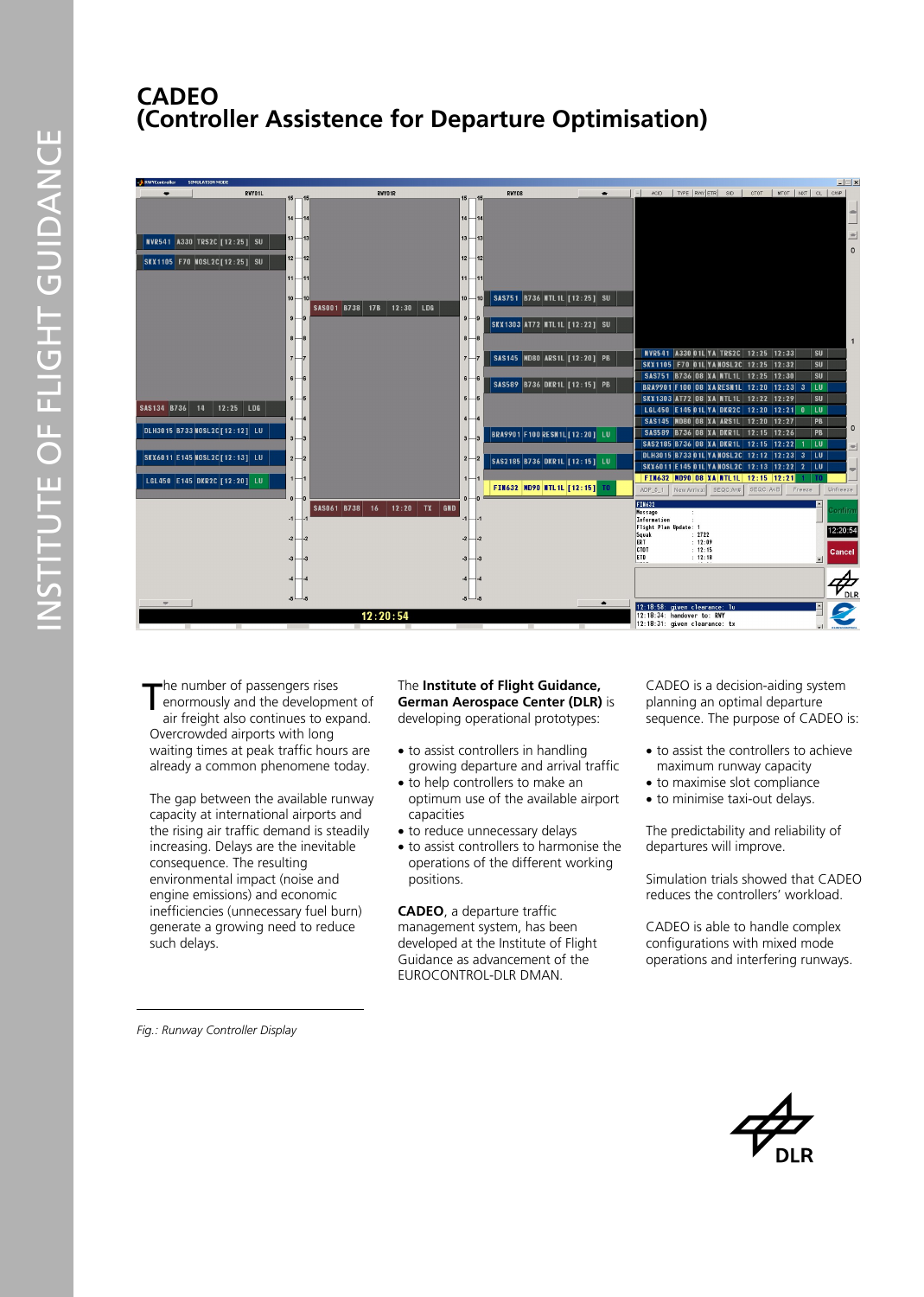# CADEO
# (Controller Assistence for Departure Optimisation)

The number of passengers rises enormously and the development of air freight also continues to expand. Overcrowded airports with long waiting times at peak traffic hours are already a common phenemone today.

The gap between the available runway capacity at international airports and the rising air traffic demand is steadily increasing. Delays are the inevitable consequence. The resulting environmental impact (noise and engine emissions) and economic inefficiencies (unnecessary fuel burn) generate a growing need to reduce such delays.

The **Institute of Flight Guidance, German Aerospace Center (DLR)** is developing operational prototypes:

- to assist controllers in handling growing departure and arrival traffic
- to help controllers to make an optimum use of the available airport capacities
- to reduce unnecessary delays
- to assist controllers to harmonise the operations of the different working positions.

**CADEO**, a departure traffic management system, has been developed at the Institute of Flight Guidance as advancement of the EUROCONTROL-DLR DMAN.

CADEO is a decision-aiding system planning an optimal departure sequence. The purpose of CADEO is:

- to assist the controllers to achieve maximum runway capacity
- to maximise slot compliance
- to minimise taxi-out delays.

The predictability and reliability of departures will improve.

Simulation trials showed that CADEO reduces the controllers' workload.

CADEO is able to handle complex configurations with mixed mode operations and interfering runways.

*Fig.: Runway Controller Display*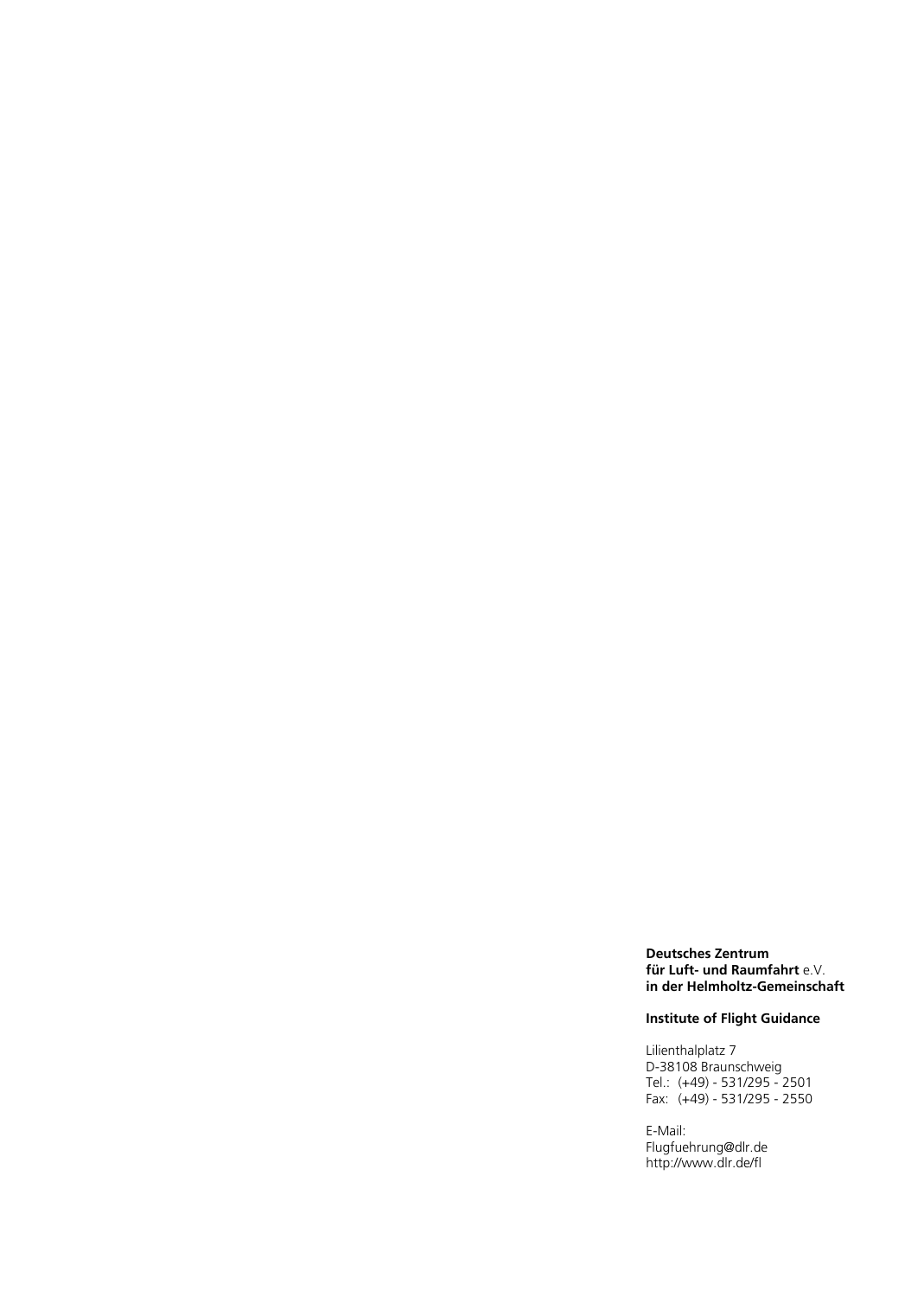**Deutsches Zentrum**
**für Luft- und Raumfahrt** e.V.
**in der Helmholtz-Gemeinschaft**

**Institute of Flight Guidance**

Lilienthalplatz 7
D-38108 Braunschweig
Tel.: (+49) - 531/295 - 2501
Fax: (+49) - 531/295 - 2550

E-Mail:
Flugfuehrung@dlr.de
http://www.dlr.de/fl